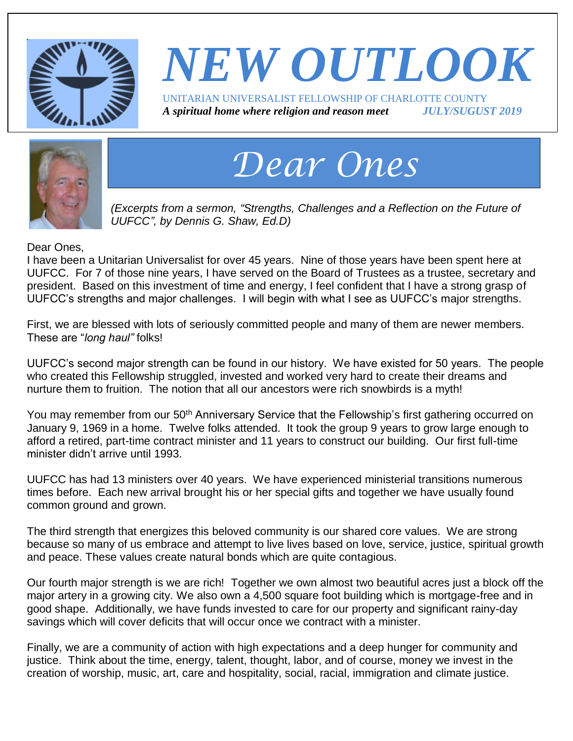# NEW OUTLOOK

UNITARIAN UNIVERSALIST FELLOWSHIP OF CHARLOTTE COUNTY

***A spiritual home where religion and reason meet*** ***JULY/SUGUST 2019***

## Dear Ones

*(Excerpts from a sermon, "Strengths, Challenges and a Reflection on the Future of UUFCC", by Dennis G. Shaw, Ed.D)*

Dear Ones,

I have been a Unitarian Universalist for over 45 years. Nine of those years have been spent here at UUFCC. For 7 of those nine years, I have served on the Board of Trustees as a trustee, secretary and president. Based on this investment of time and energy, I feel confident that I have a strong grasp of UUFCC's strengths and major challenges. I will begin with what I see as UUFCC's major strengths.

First, we are blessed with lots of seriously committed people and many of them are newer members. These are "*long haul"* folks!

UUFCC's second major strength can be found in our history. We have existed for 50 years. The people who created this Fellowship struggled, invested and worked very hard to create their dreams and nurture them to fruition. The notion that all our ancestors were rich snowbirds is a myth!

You may remember from our 50th Anniversary Service that the Fellowship's first gathering occurred on January 9, 1969 in a home. Twelve folks attended. It took the group 9 years to grow large enough to afford a retired, part-time contract minister and 11 years to construct our building. Our first full-time minister didn't arrive until 1993.

UUFCC has had 13 ministers over 40 years. We have experienced ministerial transitions numerous times before. Each new arrival brought his or her special gifts and together we have usually found common ground and grown.

The third strength that energizes this beloved community is our shared core values. We are strong because so many of us embrace and attempt to live lives based on love, service, justice, spiritual growth and peace. These values create natural bonds which are quite contagious.

Our fourth major strength is we are rich! Together we own almost two beautiful acres just a block off the major artery in a growing city. We also own a 4,500 square foot building which is mortgage-free and in good shape. Additionally, we have funds invested to care for our property and significant rainy-day savings which will cover deficits that will occur once we contract with a minister.

Finally, we are a community of action with high expectations and a deep hunger for community and justice. Think about the time, energy, talent, thought, labor, and of course, money we invest in the creation of worship, music, art, care and hospitality, social, racial, immigration and climate justice.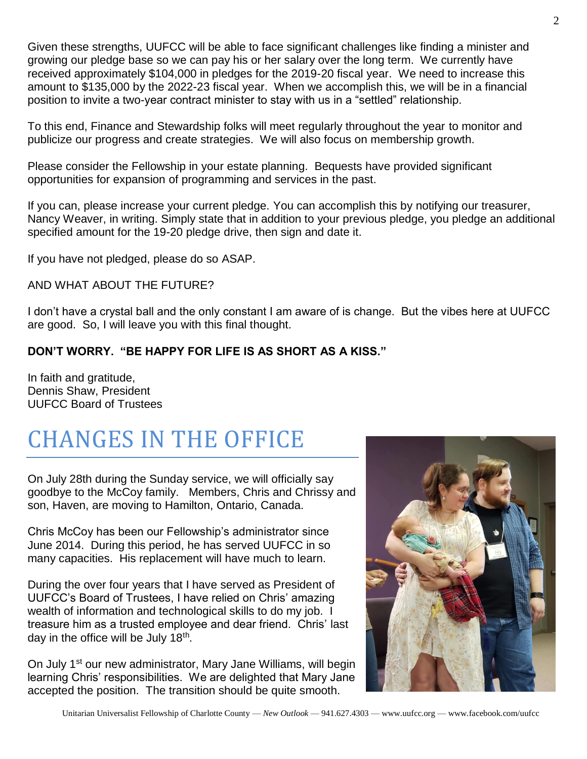Given these strengths, UUFCC will be able to face significant challenges like finding a minister and growing our pledge base so we can pay his or her salary over the long term. We currently have received approximately $104,000 in pledges for the 2019-20 fiscal year. We need to increase this amount to $135,000 by the 2022-23 fiscal year. When we accomplish this, we will be in a financial position to invite a two-year contract minister to stay with us in a "settled" relationship.

To this end, Finance and Stewardship folks will meet regularly throughout the year to monitor and publicize our progress and create strategies. We will also focus on membership growth.

Please consider the Fellowship in your estate planning. Bequests have provided significant opportunities for expansion of programming and services in the past.

If you can, please increase your current pledge. You can accomplish this by notifying our treasurer, Nancy Weaver, in writing. Simply state that in addition to your previous pledge, you pledge an additional specified amount for the 19-20 pledge drive, then sign and date it.

If you have not pledged, please do so ASAP.

AND WHAT ABOUT THE FUTURE?

I don't have a crystal ball and the only constant I am aware of is change. But the vibes here at UUFCC are good. So, I will leave you with this final thought.

**DON'T WORRY. "BE HAPPY FOR LIFE IS AS SHORT AS A KISS."**

In faith and gratitude,
Dennis Shaw, President
UUFCC Board of Trustees

# CHANGES IN THE OFFICE

On July 28th during the Sunday service, we will officially say goodbye to the McCoy family. Members, Chris and Chrissy and son, Haven, are moving to Hamilton, Ontario, Canada.

Chris McCoy has been our Fellowship's administrator since June 2014. During this period, he has served UUFCC in so many capacities. His replacement will have much to learn.

During the over four years that I have served as President of UUFCC's Board of Trustees, I have relied on Chris' amazing wealth of information and technological skills to do my job. I treasure him as a trusted employee and dear friend. Chris' last day in the office will be July 18th.

On July 1st our new administrator, Mary Jane Williams, will begin learning Chris' responsibilities. We are delighted that Mary Jane accepted the position. The transition should be quite smooth.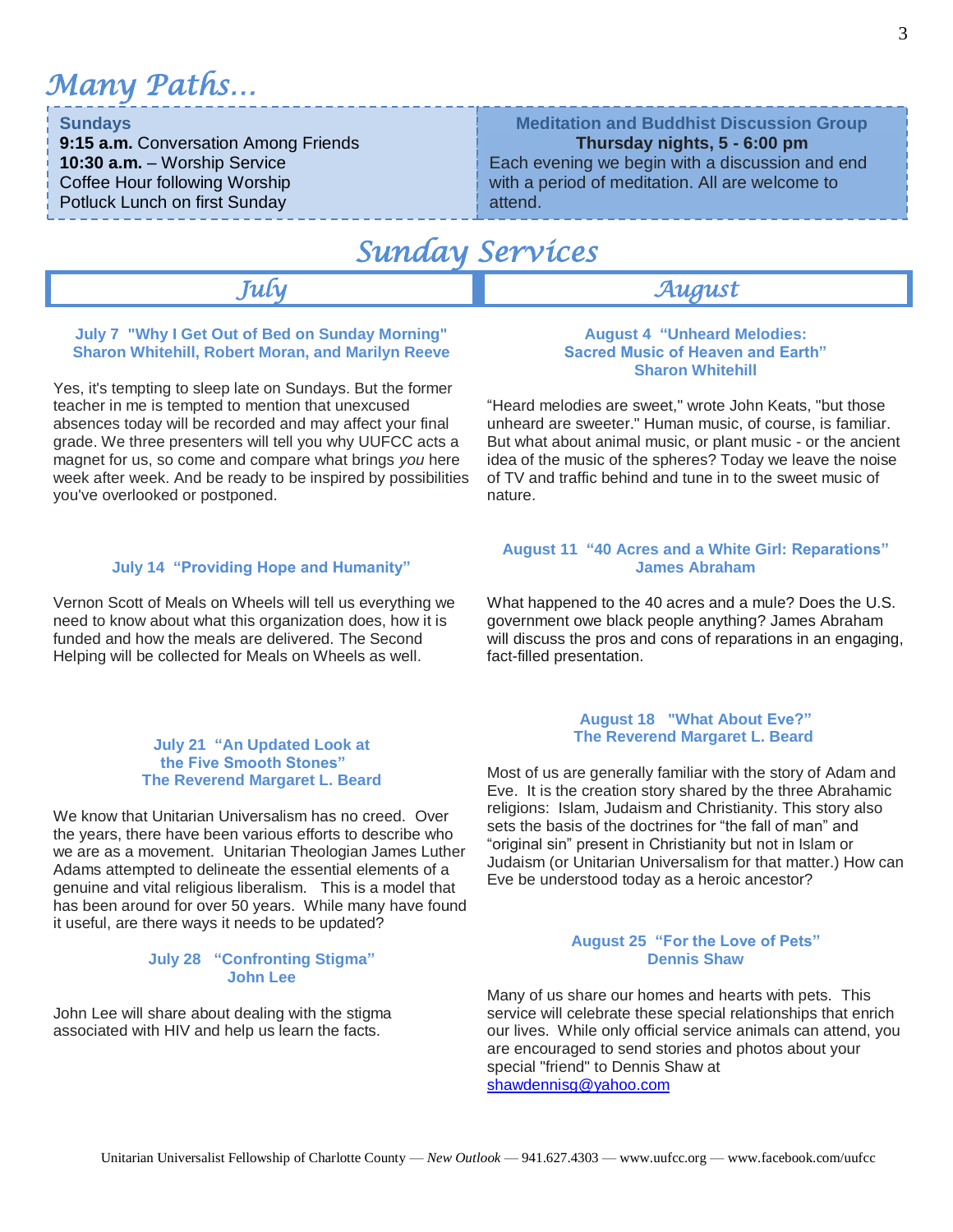# Many Paths…

**Sundays**
**9:15 a.m.** Conversation Among Friends
**10:30 a.m.** – Worship Service
Coffee Hour following Worship
Potluck Lunch on first Sunday

**Meditation and Buddhist Discussion Group**
**Thursday nights, 5 - 6:00 pm**
Each evening we begin with a discussion and end with a period of meditation. All are welcome to attend.

# Sunday Services

## July

**July 7 "Why I Get Out of Bed on Sunday Morning"**
**Sharon Whitehill, Robert Moran, and Marilyn Reeve**

Yes, it's tempting to sleep late on Sundays. But the former teacher in me is tempted to mention that unexcused absences today will be recorded and may affect your final grade. We three presenters will tell you why UUFCC acts a magnet for us, so come and compare what brings *you* here week after week. And be ready to be inspired by possibilities you've overlooked or postponed.

**July 14 "Providing Hope and Humanity"**

Vernon Scott of Meals on Wheels will tell us everything we need to know about what this organization does, how it is funded and how the meals are delivered. The Second Helping will be collected for Meals on Wheels as well.

**July 21 "An Updated Look at the Five Smooth Stones"**
**The Reverend Margaret L. Beard**

We know that Unitarian Universalism has no creed. Over the years, there have been various efforts to describe who we are as a movement. Unitarian Theologian James Luther Adams attempted to delineate the essential elements of a genuine and vital religious liberalism. This is a model that has been around for over 50 years. While many have found it useful, are there ways it needs to be updated?

**July 28 "Confronting Stigma"**
**John Lee**

John Lee will share about dealing with the stigma associated with HIV and help us learn the facts.

## August

**August 4 "Unheard Melodies: Sacred Music of Heaven and Earth"**
**Sharon Whitehill**

"Heard melodies are sweet," wrote John Keats, "but those unheard are sweeter." Human music, of course, is familiar. But what about animal music, or plant music - or the ancient idea of the music of the spheres? Today we leave the noise of TV and traffic behind and tune in to the sweet music of nature.

**August 11 "40 Acres and a White Girl: Reparations"**
**James Abraham**

What happened to the 40 acres and a mule? Does the U.S. government owe black people anything? James Abraham will discuss the pros and cons of reparations in an engaging, fact-filled presentation.

**August 18 "What About Eve?"**
**The Reverend Margaret L. Beard**

Most of us are generally familiar with the story of Adam and Eve. It is the creation story shared by the three Abrahamic religions: Islam, Judaism and Christianity. This story also sets the basis of the doctrines for "the fall of man" and "original sin" present in Christianity but not in Islam or Judaism (or Unitarian Universalism for that matter.) How can Eve be understood today as a heroic ancestor?

**August 25 "For the Love of Pets"**
**Dennis Shaw**

Many of us share our homes and hearts with pets. This service will celebrate these special relationships that enrich our lives. While only official service animals can attend, you are encouraged to send stories and photos about your special "friend" to Dennis Shaw at shawdennisg@yahoo.com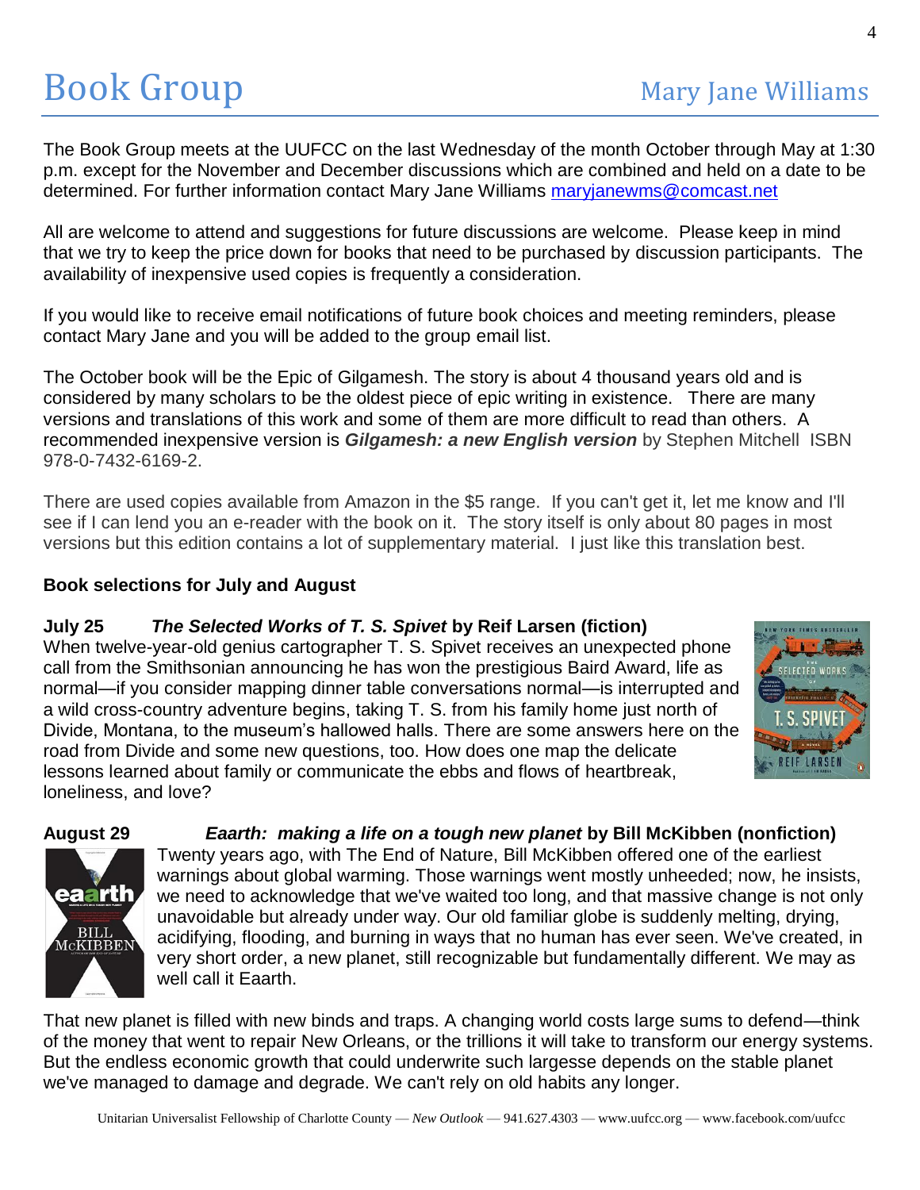# Book Group

Mary Jane Williams

The Book Group meets at the UUFCC on the last Wednesday of the month October through May at 1:30 p.m. except for the November and December discussions which are combined and held on a date to be determined. For further information contact Mary Jane Williams maryjanewms@comcast.net

All are welcome to attend and suggestions for future discussions are welcome. Please keep in mind that we try to keep the price down for books that need to be purchased by discussion participants. The availability of inexpensive used copies is frequently a consideration.

If you would like to receive email notifications of future book choices and meeting reminders, please contact Mary Jane and you will be added to the group email list.

The October book will be the Epic of Gilgamesh. The story is about 4 thousand years old and is considered by many scholars to be the oldest piece of epic writing in existence. There are many versions and translations of this work and some of them are more difficult to read than others. A recommended inexpensive version is ***Gilgamesh: a new English version*** by Stephen Mitchell ISBN 978-0-7432-6169-2.

There are used copies available from Amazon in the $5 range. If you can't get it, let me know and I'll see if I can lend you an e-reader with the book on it. The story itself is only about 80 pages in most versions but this edition contains a lot of supplementary material. I just like this translation best.

**Book selections for July and August**

**July 25** ***The Selected Works of T. S. Spivet*** **by Reif Larsen (fiction)**

When twelve-year-old genius cartographer T. S. Spivet receives an unexpected phone call from the Smithsonian announcing he has won the prestigious Baird Award, life as normal—if you consider mapping dinner table conversations normal—is interrupted and a wild cross-country adventure begins, taking T. S. from his family home just north of Divide, Montana, to the museum's hallowed halls. There are some answers here on the road from Divide and some new questions, too. How does one map the delicate lessons learned about family or communicate the ebbs and flows of heartbreak, loneliness, and love?

**August 29** ***Eaarth: making a life on a tough new planet*** **by Bill McKibben (nonfiction)**

Twenty years ago, with The End of Nature, Bill McKibben offered one of the earliest warnings about global warming. Those warnings went mostly unheeded; now, he insists, we need to acknowledge that we've waited too long, and that massive change is not only unavoidable but already under way. Our old familiar globe is suddenly melting, drying, acidifying, flooding, and burning in ways that no human has ever seen. We've created, in very short order, a new planet, still recognizable but fundamentally different. We may as well call it Eaarth.

That new planet is filled with new binds and traps. A changing world costs large sums to defend—think of the money that went to repair New Orleans, or the trillions it will take to transform our energy systems. But the endless economic growth that could underwrite such largesse depends on the stable planet we've managed to damage and degrade. We can't rely on old habits any longer.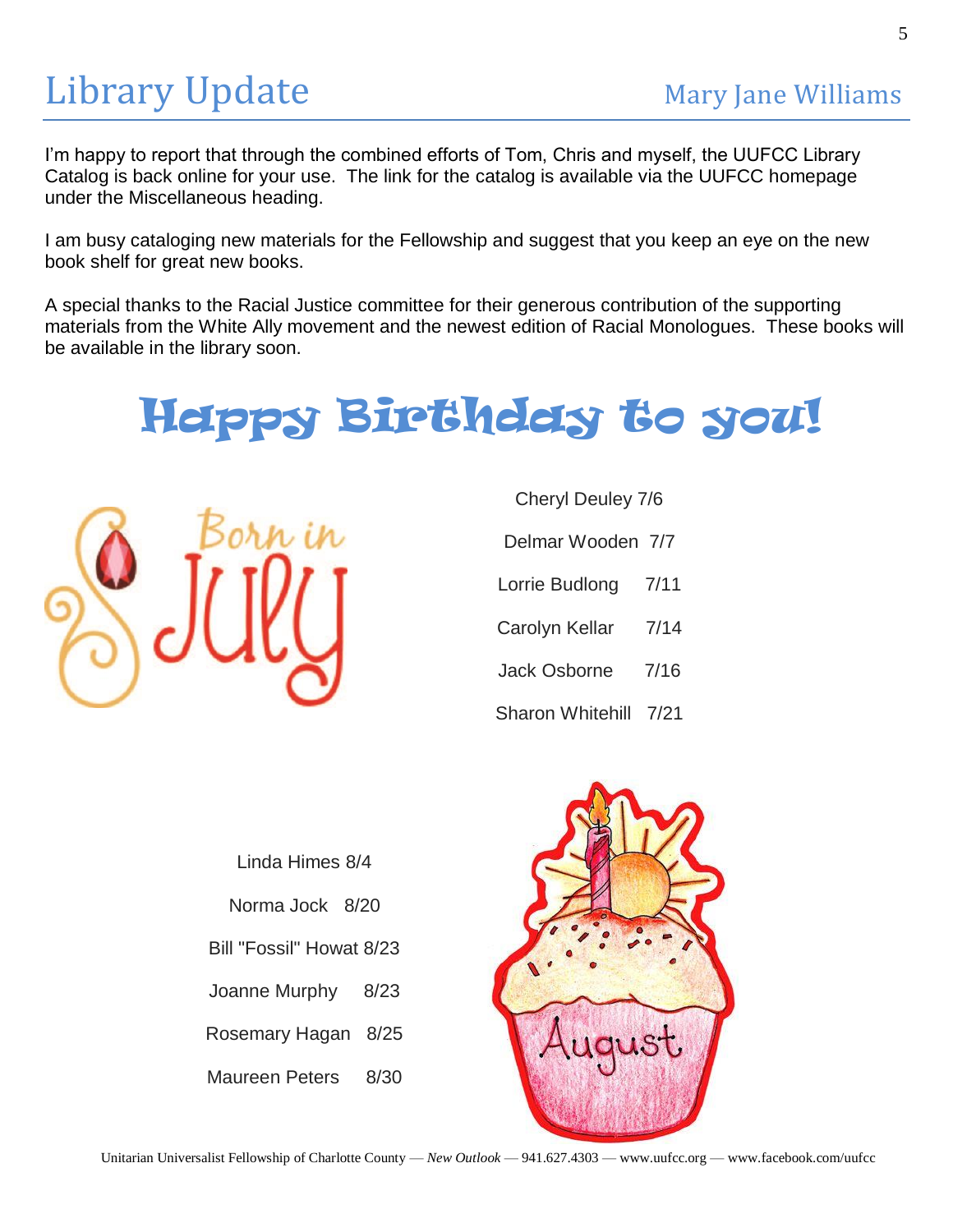# Library Update

Mary Jane Williams

I'm happy to report that through the combined efforts of Tom, Chris and myself, the UUFCC Library Catalog is back online for your use. The link for the catalog is available via the UUFCC homepage under the Miscellaneous heading.

I am busy cataloging new materials for the Fellowship and suggest that you keep an eye on the new book shelf for great new books.

A special thanks to the Racial Justice committee for their generous contribution of the supporting materials from the White Ally movement and the newest edition of Racial Monologues. These books will be available in the library soon.

# Happy Birthday to you!

Born in July

Cheryl Deuley 7/6

Delmar Wooden 7/7

Lorrie Budlong 7/11

Carolyn Kellar 7/14

Jack Osborne 7/16

Sharon Whitehill 7/21

Linda Himes 8/4

Norma Jock 8/20

Bill "Fossil" Howat 8/23

Joanne Murphy 8/23

Rosemary Hagan 8/25

Maureen Peters 8/30

August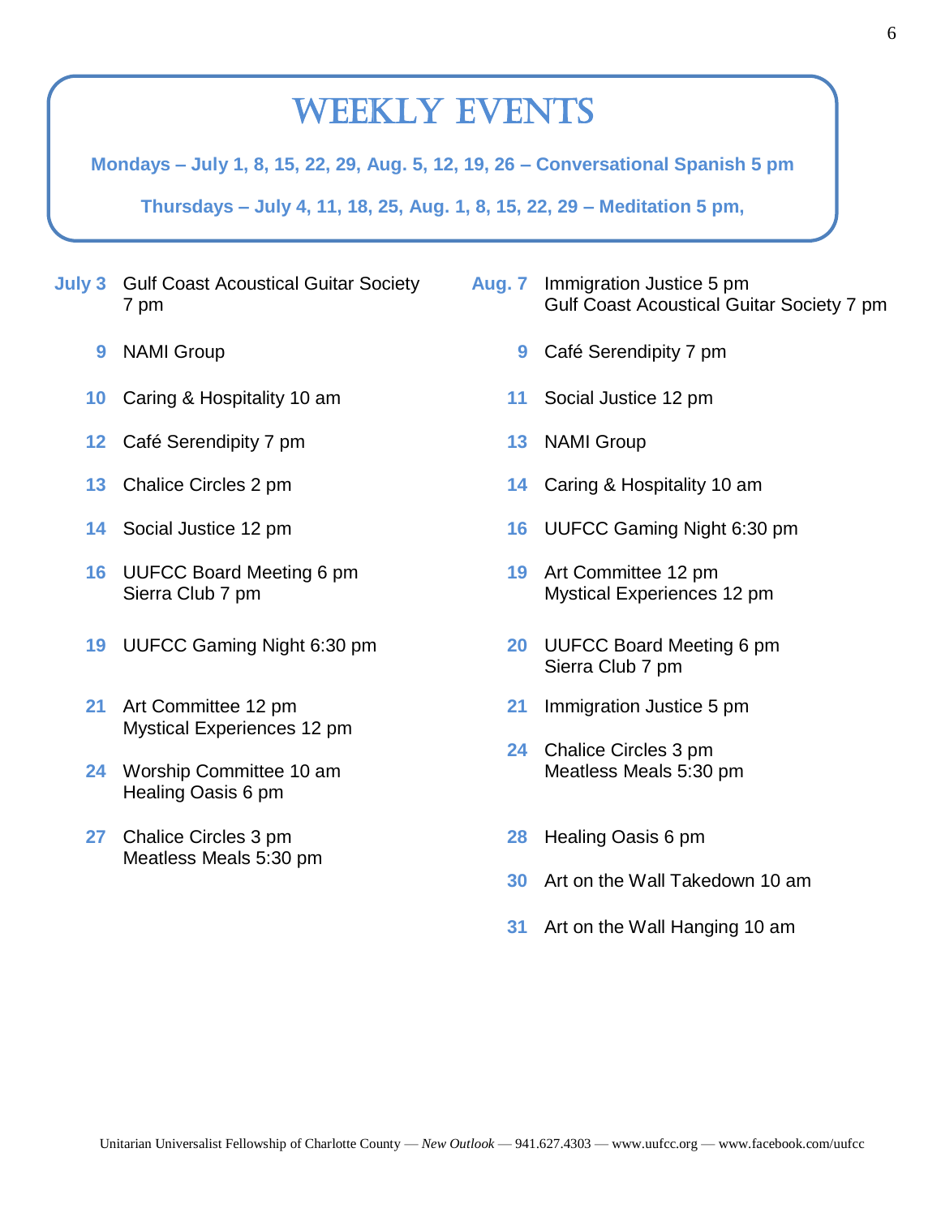# Weekly Events

**Mondays – July 1, 8, 15, 22, 29, Aug. 5, 12, 19, 26 – Conversational Spanish 5 pm**

**Thursdays – July 4, 11, 18, 25, Aug. 1, 8, 15, 22, 29 – Meditation 5 pm,**

**July 3** Gulf Coast Acoustical Guitar Society 7 pm

**9** NAMI Group

**10** Caring & Hospitality 10 am

**12** Café Serendipity 7 pm

**13** Chalice Circles 2 pm

**14** Social Justice 12 pm

**16** UUFCC Board Meeting 6 pm
Sierra Club 7 pm

**19** UUFCC Gaming Night 6:30 pm

**21** Art Committee 12 pm
Mystical Experiences 12 pm

**24** Worship Committee 10 am
Healing Oasis 6 pm

**27** Chalice Circles 3 pm
Meatless Meals 5:30 pm

**Aug. 7** Immigration Justice 5 pm
Gulf Coast Acoustical Guitar Society 7 pm

**9** Café Serendipity 7 pm

**11** Social Justice 12 pm

**13** NAMI Group

**14** Caring & Hospitality 10 am

**16** UUFCC Gaming Night 6:30 pm

**19** Art Committee 12 pm
Mystical Experiences 12 pm

**20** UUFCC Board Meeting 6 pm
Sierra Club 7 pm

**21** Immigration Justice 5 pm

**24** Chalice Circles 3 pm
Meatless Meals 5:30 pm

**28** Healing Oasis 6 pm

**30** Art on the Wall Takedown 10 am

**31** Art on the Wall Hanging 10 am